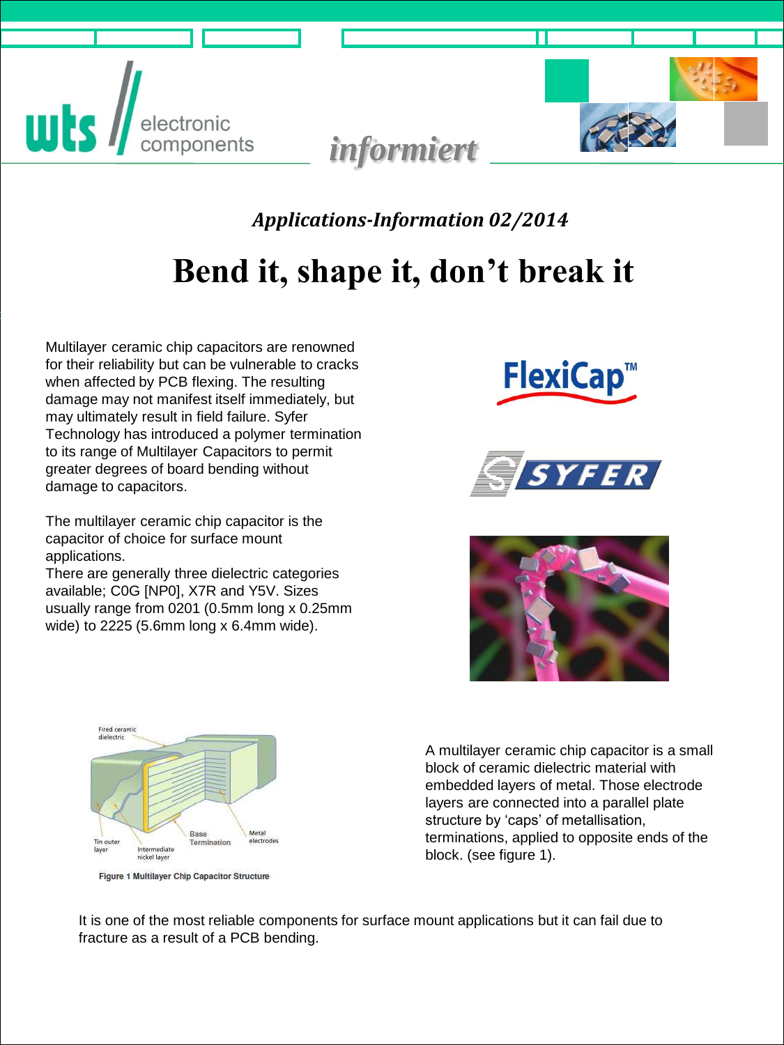*Applications-Information 02/2014*

# Bend it, shape it, don’t break it

Multilayer ceramic chip capacitors are renowned for their reliability but can be vulnerable to cracks when affected by PCB flexing. The resulting damage may not manifest itself immediately, but may ultimately result in field failure. Syfer Technology has introduced a polymer termination to its range of Multilayer Capacitors to permit greater degrees of board bending without damage to capacitors.

The multilayer ceramic chip capacitor is the capacitor of choice for surface mount applications.
There are generally three dielectric categories available; C0G [NP0], X7R and Y5V. Sizes usually range from 0201 (0.5mm long x 0.25mm wide) to 2225 (5.6mm long x 6.4mm wide).

Figure 1 Multilayer Chip Capacitor Structure

A multilayer ceramic chip capacitor is a small block of ceramic dielectric material with embedded layers of metal. Those electrode layers are connected into a parallel plate structure by ‘caps’ of metallisation, terminations, applied to opposite ends of the block. (see figure 1).

It is one of the most reliable components for surface mount applications but it can fail due to fracture as a result of a PCB bending.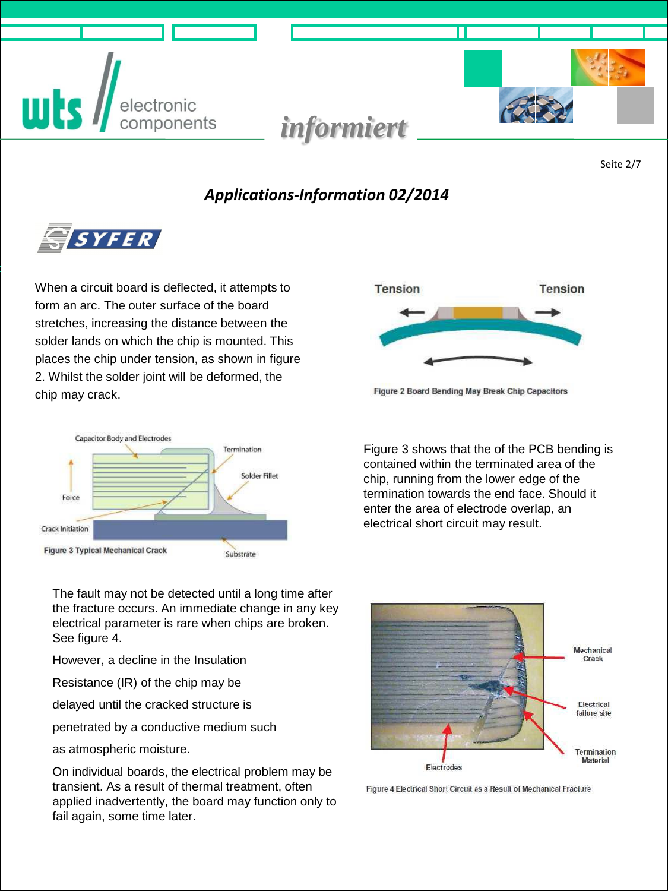## Applications-Information 02/2014

When a circuit board is deflected, it attempts to form an arc. The outer surface of the board stretches, increasing the distance between the solder lands on which the chip is mounted. This places the chip under tension, as shown in figure 2. Whilst the solder joint will be deformed, the chip may crack.

Figure 2 Board Bending May Break Chip Capacitors

Figure 3 Typical Mechanical Crack

Figure 3 shows that the of the PCB bending is contained within the terminated area of the chip, running from the lower edge of the termination towards the end face. Should it enter the area of electrode overlap, an electrical short circuit may result.

The fault may not be detected until a long time after the fracture occurs. An immediate change in any key electrical parameter is rare when chips are broken. See figure 4.

However, a decline in the Insulation

Resistance (IR) of the chip may be

delayed until the cracked structure is

penetrated by a conductive medium such

as atmospheric moisture.

On individual boards, the electrical problem may be transient. As a result of thermal treatment, often applied inadvertently, the board may function only to fail again, some time later.

Figure 4 Electrical Short Circuit as a Result of Mechanical Fracture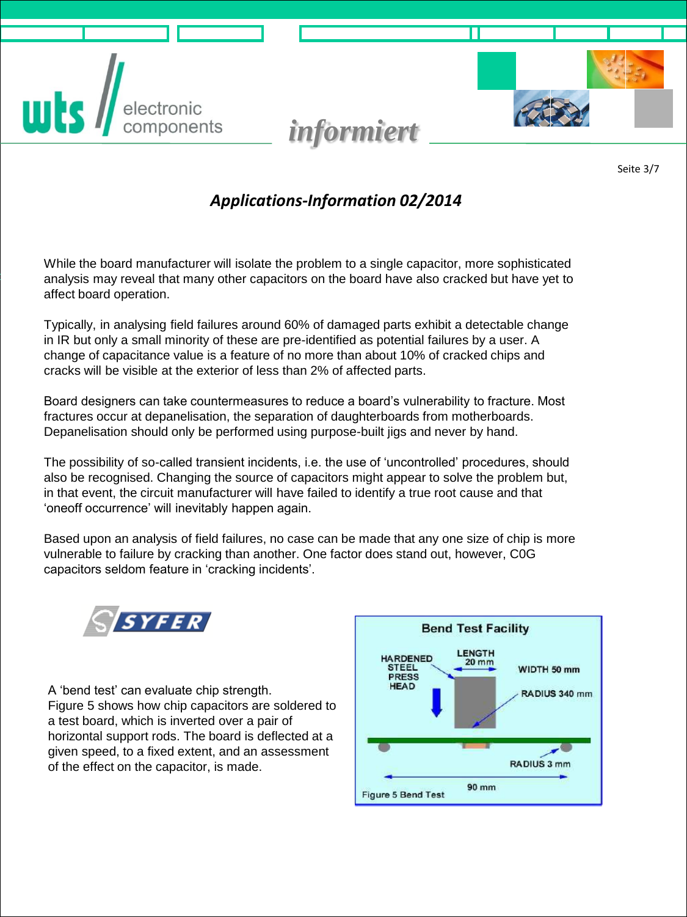## *Applications-Information 02/2014*

While the board manufacturer will isolate the problem to a single capacitor, more sophisticated analysis may reveal that many other capacitors on the board have also cracked but have yet to affect board operation.

Typically, in analysing field failures around 60% of damaged parts exhibit a detectable change in IR but only a small minority of these are pre-identified as potential failures by a user. A change of capacitance value is a feature of no more than about 10% of cracked chips and cracks will be visible at the exterior of less than 2% of affected parts.

Board designers can take countermeasures to reduce a board's vulnerability to fracture. Most fractures occur at depanelisation, the separation of daughterboards from motherboards. Depanelisation should only be performed using purpose-built jigs and never by hand.

The possibility of so-called transient incidents, i.e. the use of 'uncontrolled' procedures, should also be recognised. Changing the source of capacitors might appear to solve the problem but, in that event, the circuit manufacturer will have failed to identify a true root cause and that 'oneoff occurrence' will inevitably happen again.

Based upon an analysis of field failures, no case can be made that any one size of chip is more vulnerable to failure by cracking than another. One factor does stand out, however, C0G capacitors seldom feature in 'cracking incidents'.

A 'bend test' can evaluate chip strength.
Figure 5 shows how chip capacitors are soldered to a test board, which is inverted over a pair of horizontal support rods. The board is deflected at a given speed, to a fixed extent, and an assessment of the effect on the capacitor, is made.

Bend Test Facility

Figure 5 Bend Test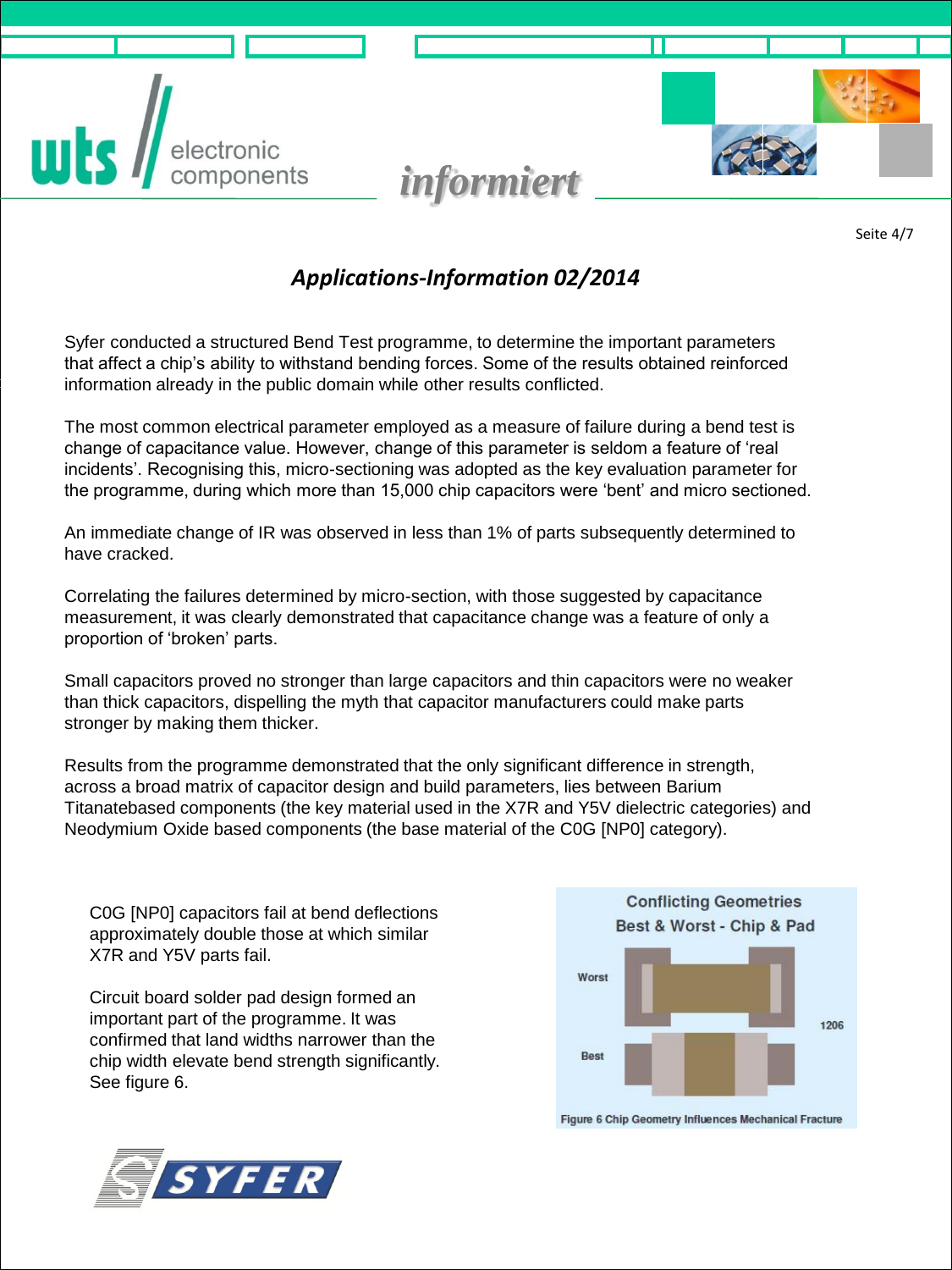## *Applications-Information 02/2014*

Syfer conducted a structured Bend Test programme, to determine the important parameters that affect a chip's ability to withstand bending forces. Some of the results obtained reinforced information already in the public domain while other results conflicted.

The most common electrical parameter employed as a measure of failure during a bend test is change of capacitance value. However, change of this parameter is seldom a feature of 'real incidents'. Recognising this, micro-sectioning was adopted as the key evaluation parameter for the programme, during which more than 15,000 chip capacitors were 'bent' and micro sectioned.

An immediate change of IR was observed in less than 1% of parts subsequently determined to have cracked.

Correlating the failures determined by micro-section, with those suggested by capacitance measurement, it was clearly demonstrated that capacitance change was a feature of only a proportion of 'broken' parts.

Small capacitors proved no stronger than large capacitors and thin capacitors were no weaker than thick capacitors, dispelling the myth that capacitor manufacturers could make parts stronger by making them thicker.

Results from the programme demonstrated that the only significant difference in strength, across a broad matrix of capacitor design and build parameters, lies between Barium Titanatebased components (the key material used in the X7R and Y5V dielectric categories) and Neodymium Oxide based components (the base material of the C0G [NP0] category).

C0G [NP0] capacitors fail at bend deflections approximately double those at which similar X7R and Y5V parts fail.

Circuit board solder pad design formed an important part of the programme. It was confirmed that land widths narrower than the chip width elevate bend strength significantly. See figure 6.

Conflicting Geometries
Best & Worst - Chip & Pad

Worst

Best

1206

Figure 6 Chip Geometry Influences Mechanical Fracture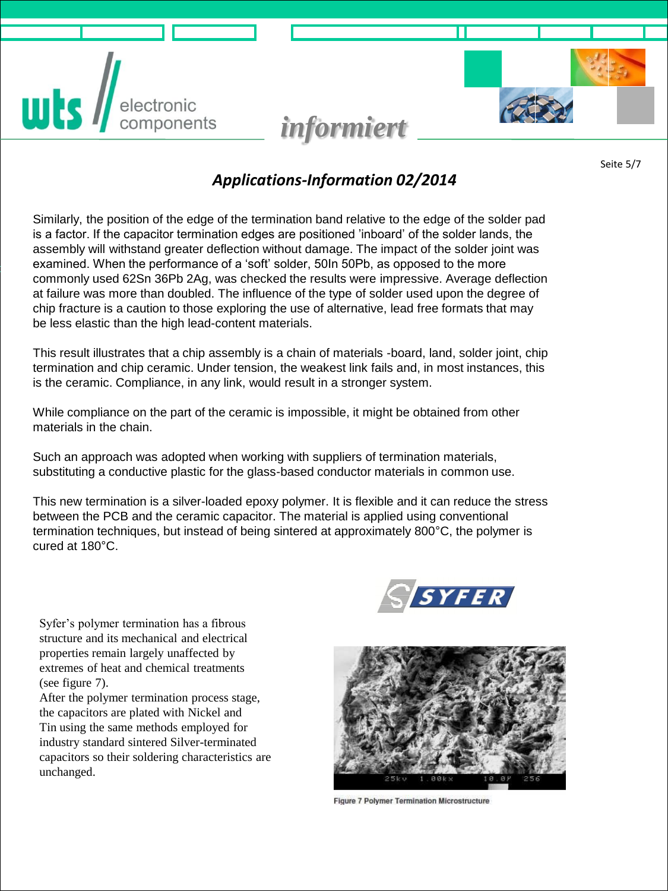## *Applications-Information 02/2014*

Similarly, the position of the edge of the termination band relative to the edge of the solder pad is a factor. If the capacitor termination edges are positioned ’inboard’ of the solder lands, the assembly will withstand greater deflection without damage. The impact of the solder joint was examined. When the performance of a ‘soft’ solder, 50In 50Pb, as opposed to the more commonly used 62Sn 36Pb 2Ag, was checked the results were impressive. Average deflection at failure was more than doubled. The influence of the type of solder used upon the degree of chip fracture is a caution to those exploring the use of alternative, lead free formats that may be less elastic than the high lead-content materials.

This result illustrates that a chip assembly is a chain of materials -board, land, solder joint, chip termination and chip ceramic. Under tension, the weakest link fails and, in most instances, this is the ceramic. Compliance, in any link, would result in a stronger system.

While compliance on the part of the ceramic is impossible, it might be obtained from other materials in the chain.

Such an approach was adopted when working with suppliers of termination materials, substituting a conductive plastic for the glass-based conductor materials in common use.

This new termination is a silver-loaded epoxy polymer. It is flexible and it can reduce the stress between the PCB and the ceramic capacitor. The material is applied using conventional termination techniques, but instead of being sintered at approximately 800°C, the polymer is cured at 180°C.

Syfer’s polymer termination has a fibrous structure and its mechanical and electrical properties remain largely unaffected by extremes of heat and chemical treatments (see figure 7).
After the polymer termination process stage, the capacitors are plated with Nickel and Tin using the same methods employed for industry standard sintered Silver-terminated capacitors so their soldering characteristics are unchanged.

Figure 7 Polymer Termination Microstructure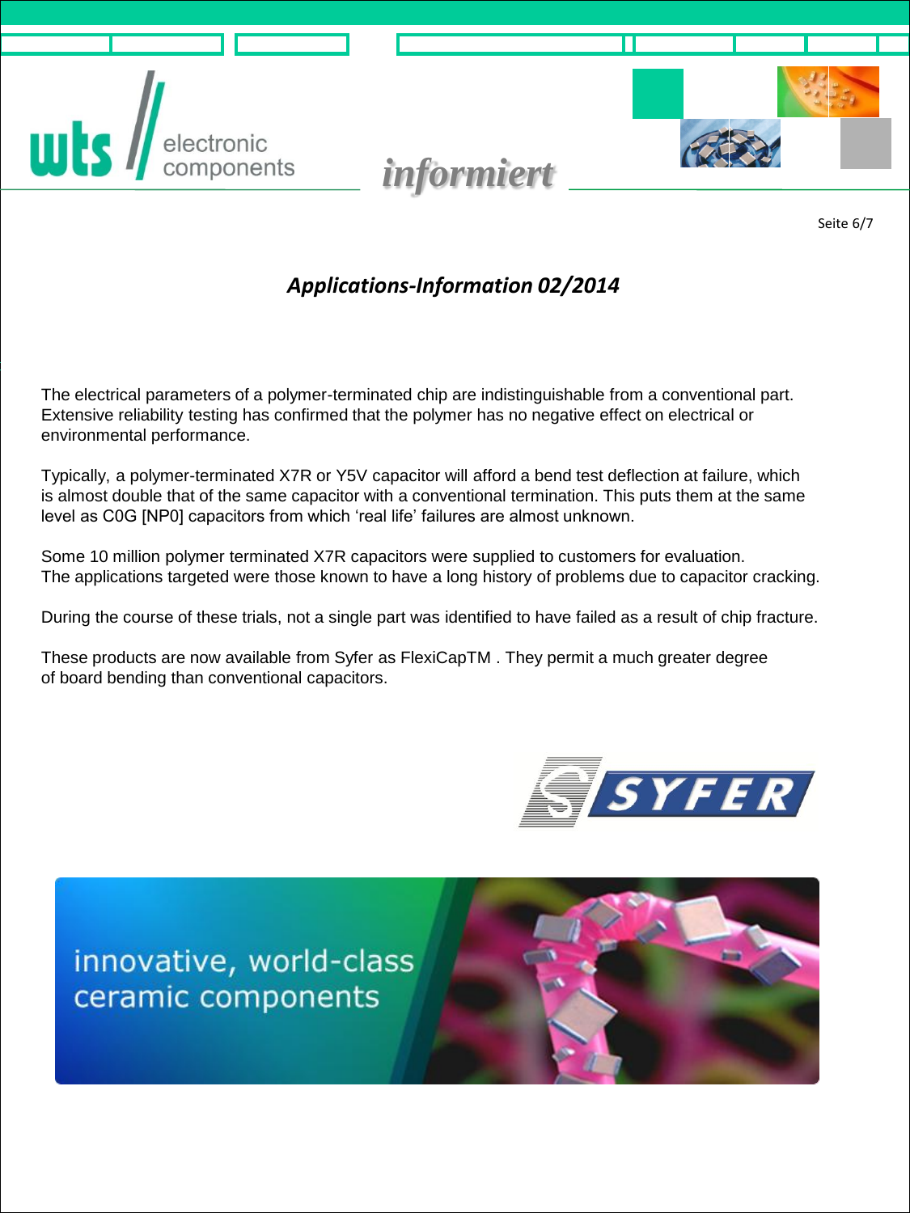## *Applications-Information 02/2014*

The electrical parameters of a polymer-terminated chip are indistinguishable from a conventional part. Extensive reliability testing has confirmed that the polymer has no negative effect on electrical or environmental performance.

Typically, a polymer-terminated X7R or Y5V capacitor will afford a bend test deflection at failure, which is almost double that of the same capacitor with a conventional termination. This puts them at the same level as C0G [NP0] capacitors from which 'real life' failures are almost unknown.

Some 10 million polymer terminated X7R capacitors were supplied to customers for evaluation. The applications targeted were those known to have a long history of problems due to capacitor cracking.

During the course of these trials, not a single part was identified to have failed as a result of chip fracture.

These products are now available from Syfer as FlexiCapTM . They permit a much greater degree of board bending than conventional capacitors.

innovative, world-class ceramic components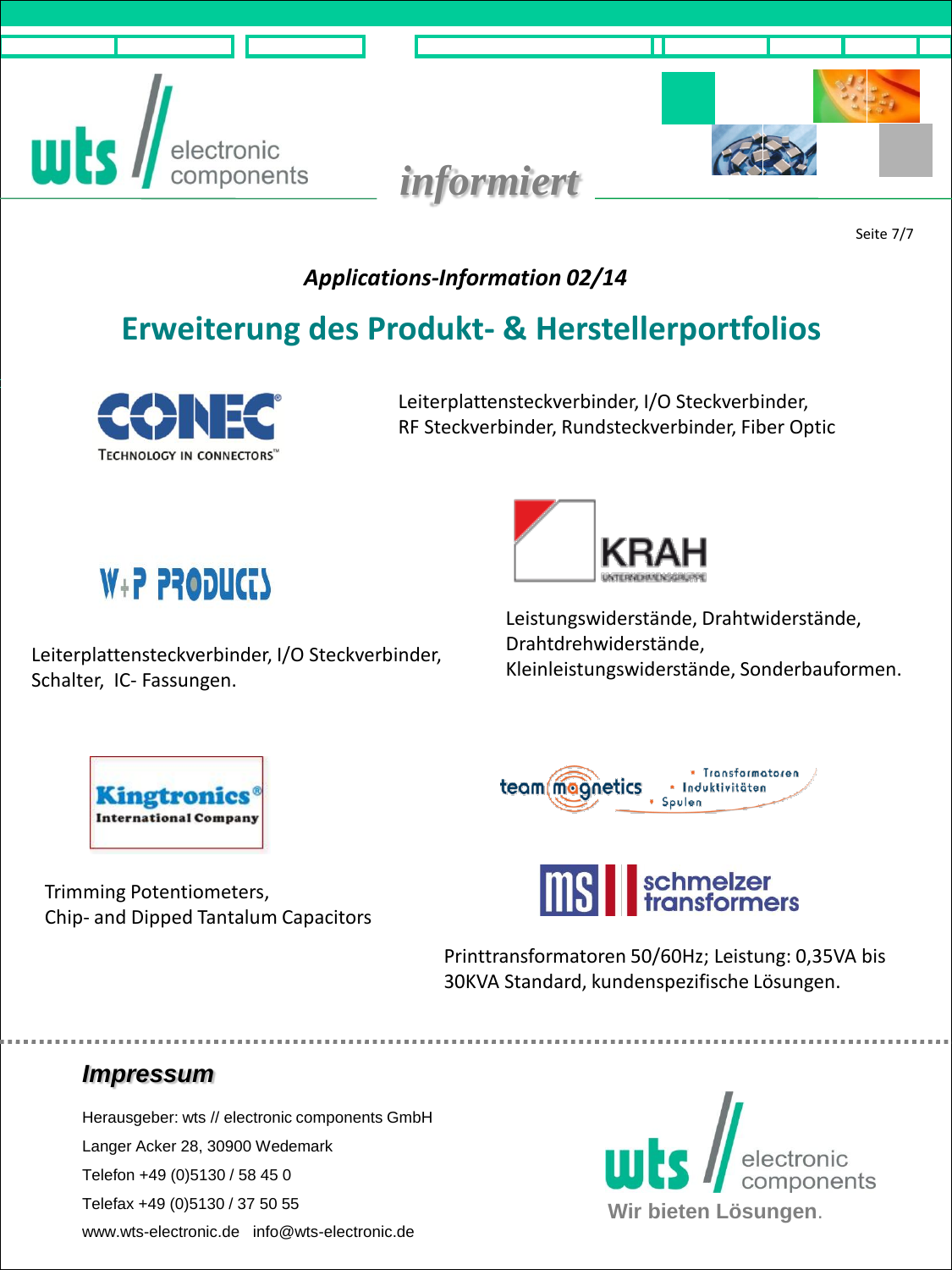*Applications-Information 02/14*

## Erweiterung des Produkt- & Herstellerportfolios

CONEC – Technology in Connectors

Leiterplattensteckverbinder, I/O Steckverbinder, RF Steckverbinder, Rundsteckverbinder, Fiber Optic

W+P Products

Leiterplattensteckverbinder, I/O Steckverbinder, Schalter, IC- Fassungen.

KRAH Unternehmensgruppe

Leistungswiderstände, Drahtwiderstände, Drahtdrehwiderstände, Kleinleistungswiderstände, Sonderbauformen.

Kingtronics® International Company

Trimming Potentiometers, Chip- and Dipped Tantalum Capacitors

team magnetics

- Transformatoren
- Induktivitäten
- Spulen

ms schmelzer transformers

Printtransformatoren 50/60Hz; Leistung: 0,35VA bis 30KVA Standard, kundenspezifische Lösungen.

### *Impressum*

Herausgeber: wts // electronic components GmbH
Langer Acker 28, 30900 Wedemark
Telefon +49 (0)5130 / 58 45 0
Telefax +49 (0)5130 / 37 50 55
www.wts-electronic.de   info@wts-electronic.de

wts // electronic components
Wir bieten Lösungen.